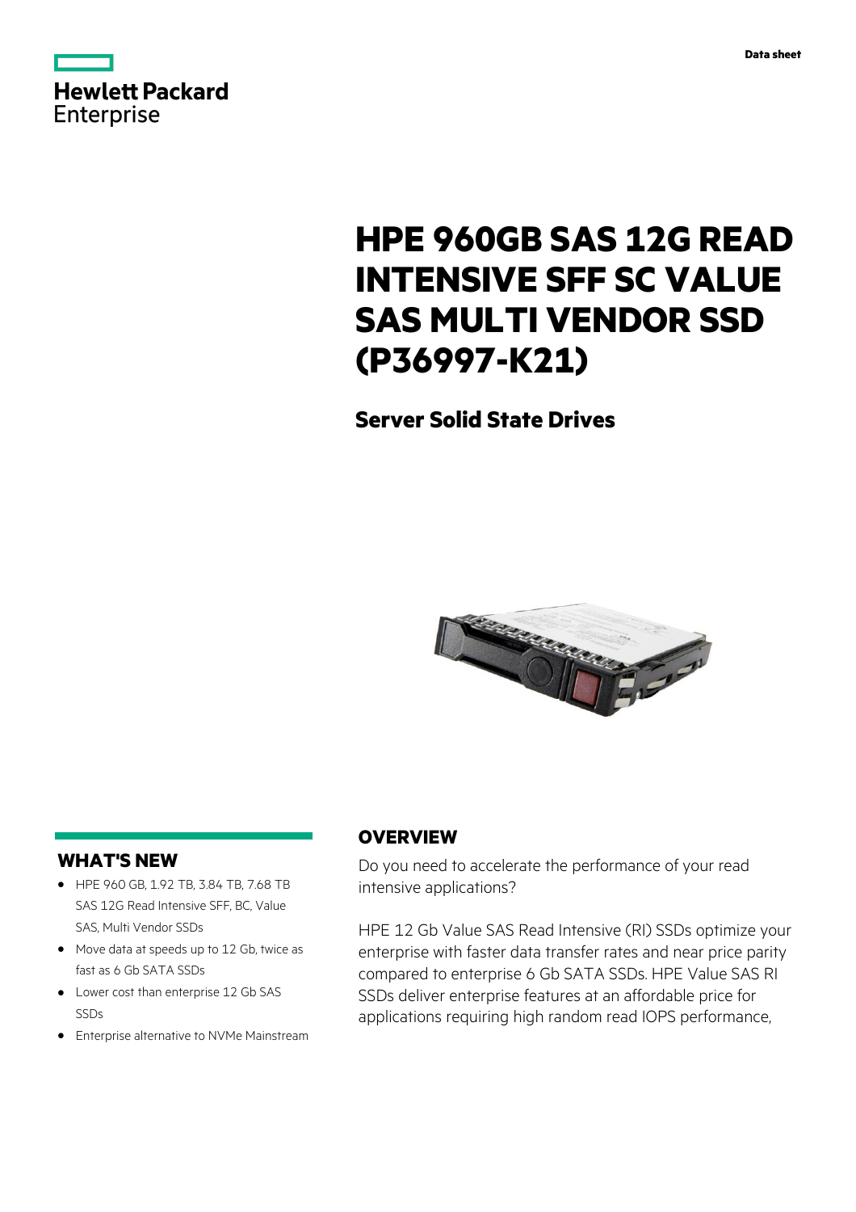Data sheet

# HPE 960GB SAS 12G READ INTENSIVE SFF SC VALUE SAS MULTI VENDOR SSD (P36997-K21)

## Server Solid State Drives

## WHAT'S NEW

- HPE 960 GB, 1.92 TB, 3.84 TB, 7.68 TB SAS 12G Read Intensive SFF, BC, Value SAS, Multi Vendor SSDs
- Move data at speeds up to 12 Gb, twice as fast as 6 Gb SATA SSDs
- Lower cost than enterprise 12 Gb SAS SSDs
- Enterprise alternative to NVMe Mainstream

## OVERVIEW

Do you need to accelerate the performance of your read intensive applications?

HPE 12 Gb Value SAS Read Intensive (RI) SSDs optimize your enterprise with faster data transfer rates and near price parity compared to enterprise 6 Gb SATA SSDs. HPE Value SAS RI SSDs deliver enterprise features at an affordable price for applications requiring high random read IOPS performance,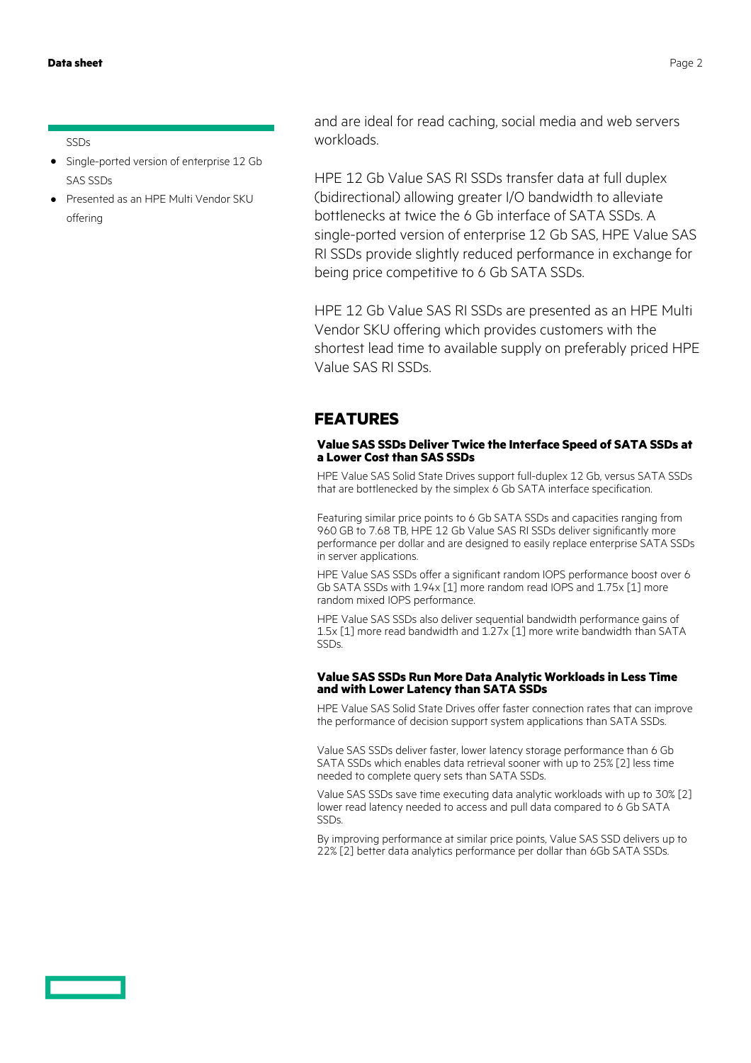SSDs

- Single-ported version of enterprise 12 Gb SAS SSDs
- Presented as an HPE Multi Vendor SKU offering

and are ideal for read caching, social media and web servers workloads.

HPE 12 Gb Value SAS RI SSDs transfer data at full duplex (bidirectional) allowing greater I/O bandwidth to alleviate bottlenecks at twice the 6 Gb interface of SATA SSDs. A single-ported version of enterprise 12 Gb SAS, HPE Value SAS RI SSDs provide slightly reduced performance in exchange for being price competitive to 6 Gb SATA SSDs.

HPE 12 Gb Value SAS RI SSDs are presented as an HPE Multi Vendor SKU offering which provides customers with the shortest lead time to available supply on preferably priced HPE Value SAS RI SSDs.

## FEATURES

### Value SAS SSDs Deliver Twice the Interface Speed of SATA SSDs at a Lower Cost than SAS SSDs

HPE Value SAS Solid State Drives support full-duplex 12 Gb, versus SATA SSDs that are bottlenecked by the simplex 6 Gb SATA interface specification.

Featuring similar price points to 6 Gb SATA SSDs and capacities ranging from 960 GB to 7.68 TB, HPE 12 Gb Value SAS RI SSDs deliver significantly more performance per dollar and are designed to easily replace enterprise SATA SSDs in server applications.

HPE Value SAS SSDs offer a significant random IOPS performance boost over 6 Gb SATA SSDs with 1.94x [1] more random read IOPS and 1.75x [1] more random mixed IOPS performance.

HPE Value SAS SSDs also deliver sequential bandwidth performance gains of 1.5x [1] more read bandwidth and 1.27x [1] more write bandwidth than SATA SSDs.

### Value SAS SSDs Run More Data Analytic Workloads in Less Time and with Lower Latency than SATA SSDs

HPE Value SAS Solid State Drives offer faster connection rates that can improve the performance of decision support system applications than SATA SSDs.

Value SAS SSDs deliver faster, lower latency storage performance than 6 Gb SATA SSDs which enables data retrieval sooner with up to 25% [2] less time needed to complete query sets than SATA SSDs.

Value SAS SSDs save time executing data analytic workloads with up to 30% [2] lower read latency needed to access and pull data compared to 6 Gb SATA SSDs.

By improving performance at similar price points, Value SAS SSD delivers up to 22% [2] better data analytics performance per dollar than 6Gb SATA SSDs.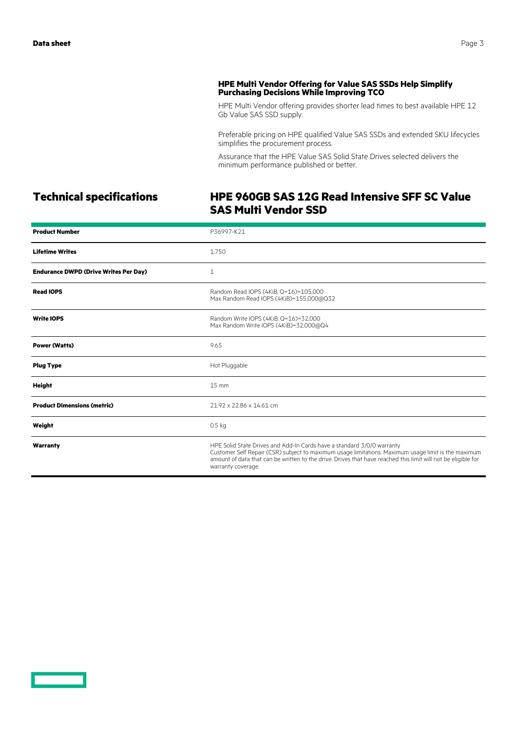### HPE Multi Vendor Offering for Value SAS SSDs Help Simplify Purchasing Decisions While Improving TCO

HPE Multi Vendor offering provides shorter lead times to best available HPE 12 Gb Value SAS SSD supply.

Preferable pricing on HPE qualified Value SAS SSDs and extended SKU lifecycles simplifies the procurement process.

Assurance that the HPE Value SAS Solid State Drives selected delivers the minimum performance published or better.

## Technical specifications

## HPE 960GB SAS 12G Read Intensive SFF SC Value SAS Multi Vendor SSD

| | |
|---|---|
| **Product Number** | P36997-K21 |
| **Lifetime Writes** | 1,750 |
| **Endurance DWPD (Drive Writes Per Day)** | 1 |
| **Read IOPS** | Random Read IOPS (4KiB, Q=16)=105,000<br>Max Random Read IOPS (4KiB)=155,000@Q32 |
| **Write IOPS** | Random Write IOPS (4KiB, Q=16)=32,000<br>Max Random Write IOPS (4KiB)=32,000@Q4 |
| **Power (Watts)** | 9.65 |
| **Plug Type** | Hot Pluggable |
| **Height** | 15 mm |
| **Product Dimensions (metric)** | 21.92 x 22.86 x 14.61 cm |
| **Weight** | 0.5 kg |
| **Warranty** | HPE Solid State Drives and Add-In Cards have a standard 3/0/0 warranty<br>Customer Self Repair (CSR) subject to maximum usage limitations. Maximum usage limit is the maximum amount of data that can be written to the drive. Drives that have reached this limit will not be eligible for warranty coverage. |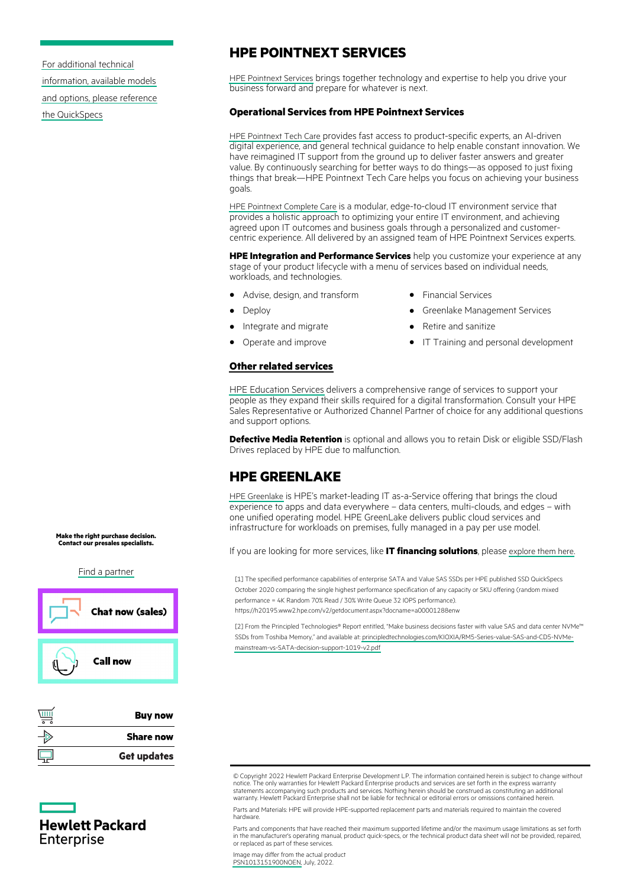For additional technical information, available models and options, please reference the QuickSpecs

# HPE POINTNEXT SERVICES

HPE Pointnext Services brings together technology and expertise to help you drive your business forward and prepare for whatever is next.

### Operational Services from HPE Pointnext Services

HPE Pointnext Tech Care provides fast access to product-specific experts, an AI-driven digital experience, and general technical guidance to help enable constant innovation. We have reimagined IT support from the ground up to deliver faster answers and greater value. By continuously searching for better ways to do things—as opposed to just fixing things that break—HPE Pointnext Tech Care helps you focus on achieving your business goals.

HPE Pointnext Complete Care is a modular, edge-to-cloud IT environment service that provides a holistic approach to optimizing your entire IT environment, and achieving agreed upon IT outcomes and business goals through a personalized and customer-centric experience. All delivered by an assigned team of HPE Pointnext Services experts.

**HPE Integration and Performance Services** help you customize your experience at any stage of your product lifecycle with a menu of services based on individual needs, workloads, and technologies.

- Advise, design, and transform
- Deploy
- Integrate and migrate
- Operate and improve
- Financial Services
- Greenlake Management Services
- Retire and sanitize
- IT Training and personal development

### Other related services

HPE Education Services delivers a comprehensive range of services to support your people as they expand their skills required for a digital transformation. Consult your HPE Sales Representative or Authorized Channel Partner of choice for any additional questions and support options.

**Defective Media Retention** is optional and allows you to retain Disk or eligible SSD/Flash Drives replaced by HPE due to malfunction.

# HPE GREENLAKE

HPE Greenlake is HPE's market-leading IT as-a-Service offering that brings the cloud experience to apps and data everywhere – data centers, multi-clouds, and edges – with one unified operating model. HPE GreenLake delivers public cloud services and infrastructure for workloads on premises, fully managed in a pay per use model.

If you are looking for more services, like **IT financing solutions**, please explore them here.

[1] The specified performance capabilities of enterprise SATA and Value SAS SSDs per HPE published SSD QuickSpecs October 2020 comparing the single highest performance specification of any capacity or SKU offering (random mixed performance = 4K Random 70% Read / 30% Write Queue 32 IOPS performance). https://h20195.www2.hpe.com/v2/getdocument.aspx?docname=a00001288enw

[2] From the Principled Technologies® Report entitled, "Make business decisions faster with value SAS and data center NVMe™ SSDs from Toshiba Memory," and available at: principledtechnologies.com/KIOXIA/RM5-Series-value-SAS-and-CD5-NVMe-mainstream-vs-SATA-decision-support-1019-v2.pdf

**Make the right purchase decision. Contact our presales specialists.**

Find a partner

**Chat now (sales)**

**Call now**

**Buy now**

**Share now**

**Get updates**

Hewlett Packard Enterprise

© Copyright 2022 Hewlett Packard Enterprise Development LP. The information contained herein is subject to change without notice. The only warranties for Hewlett Packard Enterprise products and services are set forth in the express warranty statements accompanying such products and services. Nothing herein should be construed as constituting an additional warranty. Hewlett Packard Enterprise shall not be liable for technical or editorial errors or omissions contained herein.

Parts and Materials: HPE will provide HPE-supported replacement parts and materials required to maintain the covered hardware.

Parts and components that have reached their maximum supported lifetime and/or the maximum usage limitations as set forth in the manufacturer's operating manual, product quick-specs, or the technical product data sheet will not be provided, repaired, or replaced as part of these services.

Image may differ from the actual product

PSN1013151900NOEN, July, 2022.